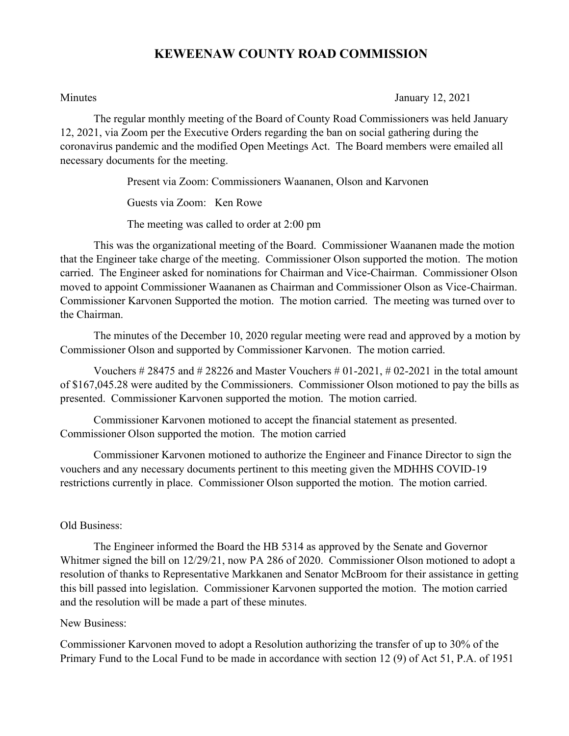# KEWEENAW COUNTY ROAD COMMISSION

Minutes January 12, 2021

The regular monthly meeting of the Board of County Road Commissioners was held January 12, 2021, via Zoom per the Executive Orders regarding the ban on social gathering during the coronavirus pandemic and the modified Open Meetings Act. The Board members were emailed all necessary documents for the meeting.

Present via Zoom: Commissioners Waananen, Olson and Karvonen

Guests via Zoom: Ken Rowe

The meeting was called to order at 2:00 pm

This was the organizational meeting of the Board. Commissioner Waananen made the motion that the Engineer take charge of the meeting. Commissioner Olson supported the motion. The motion carried. The Engineer asked for nominations for Chairman and Vice-Chairman. Commissioner Olson moved to appoint Commissioner Waananen as Chairman and Commissioner Olson as Vice-Chairman. Commissioner Karvonen Supported the motion. The motion carried. The meeting was turned over to the Chairman.

The minutes of the December 10, 2020 regular meeting were read and approved by a motion by Commissioner Olson and supported by Commissioner Karvonen. The motion carried.

Vouchers # 28475 and # 28226 and Master Vouchers # 01-2021, # 02-2021 in the total amount of $167,045.28 were audited by the Commissioners. Commissioner Olson motioned to pay the bills as presented. Commissioner Karvonen supported the motion. The motion carried.

Commissioner Karvonen motioned to accept the financial statement as presented. Commissioner Olson supported the motion. The motion carried

Commissioner Karvonen motioned to authorize the Engineer and Finance Director to sign the vouchers and any necessary documents pertinent to this meeting given the MDHHS COVID-19 restrictions currently in place. Commissioner Olson supported the motion. The motion carried.

Old Business:

The Engineer informed the Board the HB 5314 as approved by the Senate and Governor Whitmer signed the bill on 12/29/21, now PA 286 of 2020. Commissioner Olson motioned to adopt a resolution of thanks to Representative Markkanen and Senator McBroom for their assistance in getting this bill passed into legislation. Commissioner Karvonen supported the motion. The motion carried and the resolution will be made a part of these minutes.

New Business:

Commissioner Karvonen moved to adopt a Resolution authorizing the transfer of up to 30% of the Primary Fund to the Local Fund to be made in accordance with section 12 (9) of Act 51, P.A. of 1951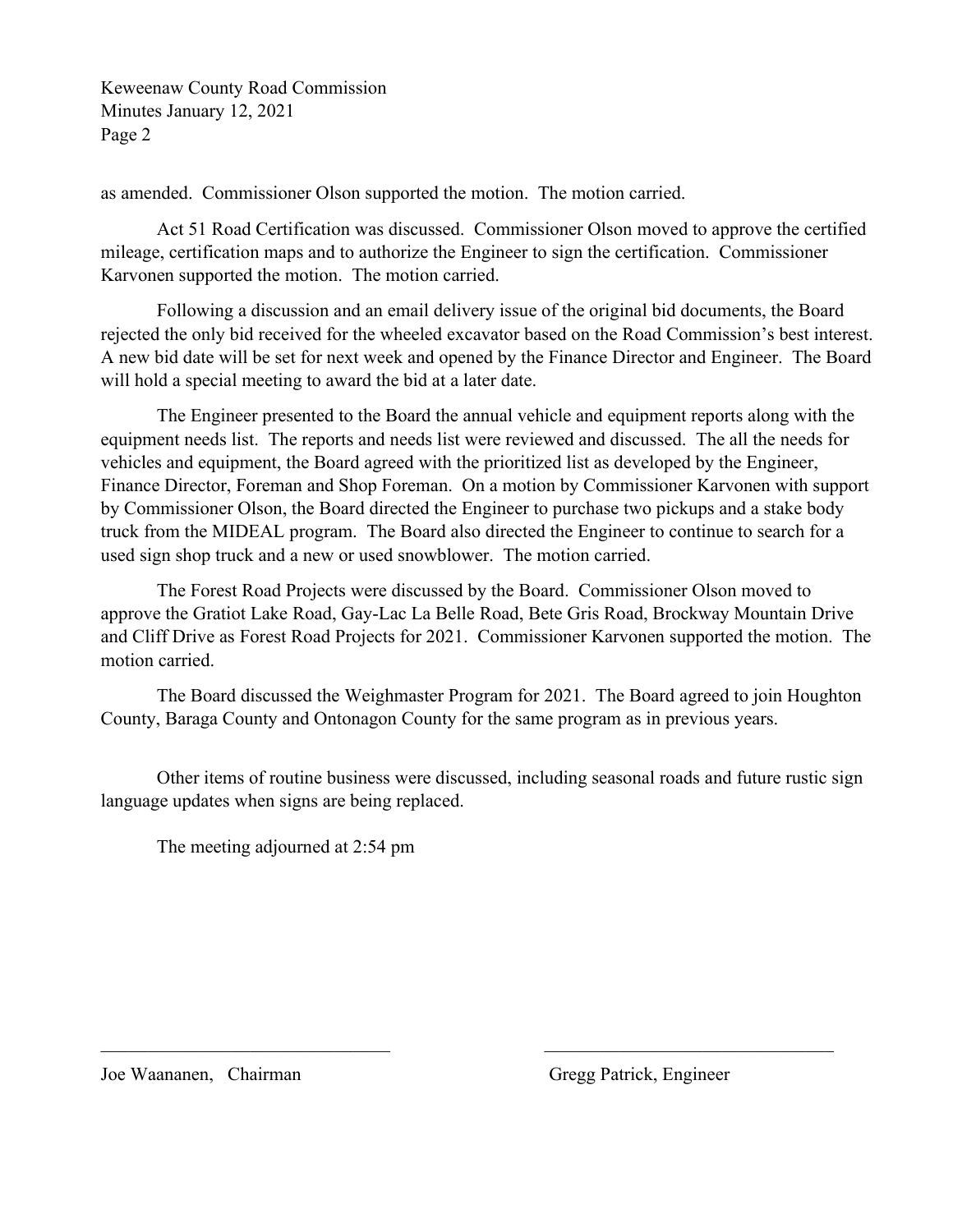as amended. Commissioner Olson supported the motion. The motion carried.

Act 51 Road Certification was discussed. Commissioner Olson moved to approve the certified mileage, certification maps and to authorize the Engineer to sign the certification. Commissioner Karvonen supported the motion. The motion carried.

Following a discussion and an email delivery issue of the original bid documents, the Board rejected the only bid received for the wheeled excavator based on the Road Commission's best interest. A new bid date will be set for next week and opened by the Finance Director and Engineer. The Board will hold a special meeting to award the bid at a later date.

The Engineer presented to the Board the annual vehicle and equipment reports along with the equipment needs list. The reports and needs list were reviewed and discussed. The all the needs for vehicles and equipment, the Board agreed with the prioritized list as developed by the Engineer, Finance Director, Foreman and Shop Foreman. On a motion by Commissioner Karvonen with support by Commissioner Olson, the Board directed the Engineer to purchase two pickups and a stake body truck from the MIDEAL program. The Board also directed the Engineer to continue to search for a used sign shop truck and a new or used snowblower. The motion carried.

The Forest Road Projects were discussed by the Board. Commissioner Olson moved to approve the Gratiot Lake Road, Gay-Lac La Belle Road, Bete Gris Road, Brockway Mountain Drive and Cliff Drive as Forest Road Projects for 2021. Commissioner Karvonen supported the motion. The motion carried.

The Board discussed the Weighmaster Program for 2021. The Board agreed to join Houghton County, Baraga County and Ontonagon County for the same program as in previous years.

Other items of routine business were discussed, including seasonal roads and future rustic sign language updates when signs are being replaced.

The meeting adjourned at 2:54 pm

\_\_\_\_\_\_\_\_\_\_\_\_\_\_\_\_\_\_\_\_\_\_\_\_\_\_\_\_\_\_\_\_

Joe Waananen, Chairman

\_\_\_\_\_\_\_\_\_\_\_\_\_\_\_\_\_\_\_\_\_\_\_\_\_\_\_\_\_\_\_\_

Gregg Patrick, Engineer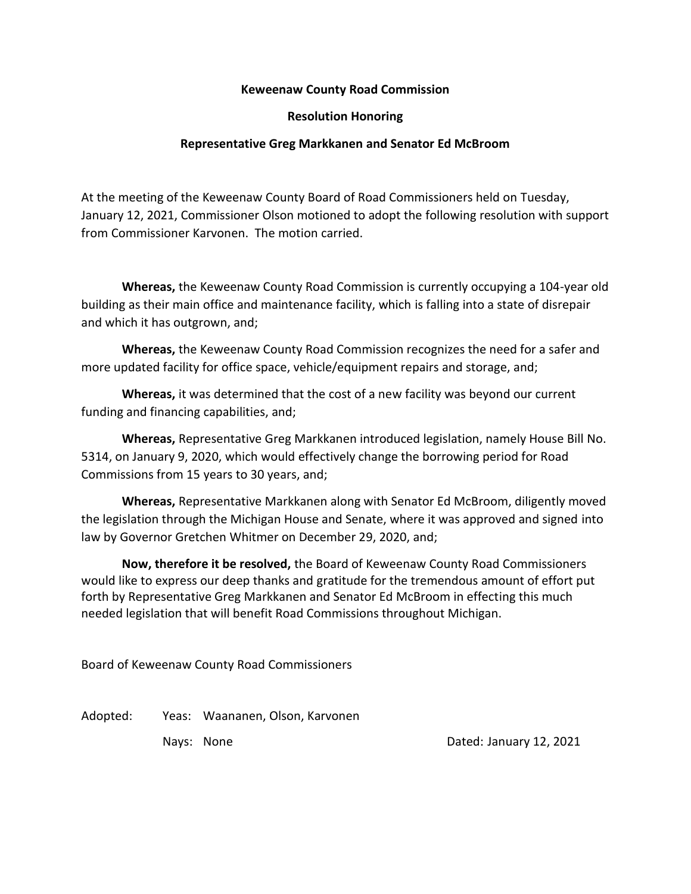**Keweenaw County Road Commission**

**Resolution Honoring**

**Representative Greg Markkanen and Senator Ed McBroom**

At the meeting of the Keweenaw County Board of Road Commissioners held on Tuesday, January 12, 2021, Commissioner Olson motioned to adopt the following resolution with support from Commissioner Karvonen. The motion carried.

**Whereas,** the Keweenaw County Road Commission is currently occupying a 104-year old building as their main office and maintenance facility, which is falling into a state of disrepair and which it has outgrown, and;

**Whereas,** the Keweenaw County Road Commission recognizes the need for a safer and more updated facility for office space, vehicle/equipment repairs and storage, and;

**Whereas,** it was determined that the cost of a new facility was beyond our current funding and financing capabilities, and;

**Whereas,** Representative Greg Markkanen introduced legislation, namely House Bill No. 5314, on January 9, 2020, which would effectively change the borrowing period for Road Commissions from 15 years to 30 years, and;

**Whereas,** Representative Markkanen along with Senator Ed McBroom, diligently moved the legislation through the Michigan House and Senate, where it was approved and signed into law by Governor Gretchen Whitmer on December 29, 2020, and;

**Now, therefore it be resolved,** the Board of Keweenaw County Road Commissioners would like to express our deep thanks and gratitude for the tremendous amount of effort put forth by Representative Greg Markkanen and Senator Ed McBroom in effecting this much needed legislation that will benefit Road Commissions throughout Michigan.

Board of Keweenaw County Road Commissioners

Adopted: Yeas: Waananen, Olson, Karvonen

Nays: None

Dated: January 12, 2021